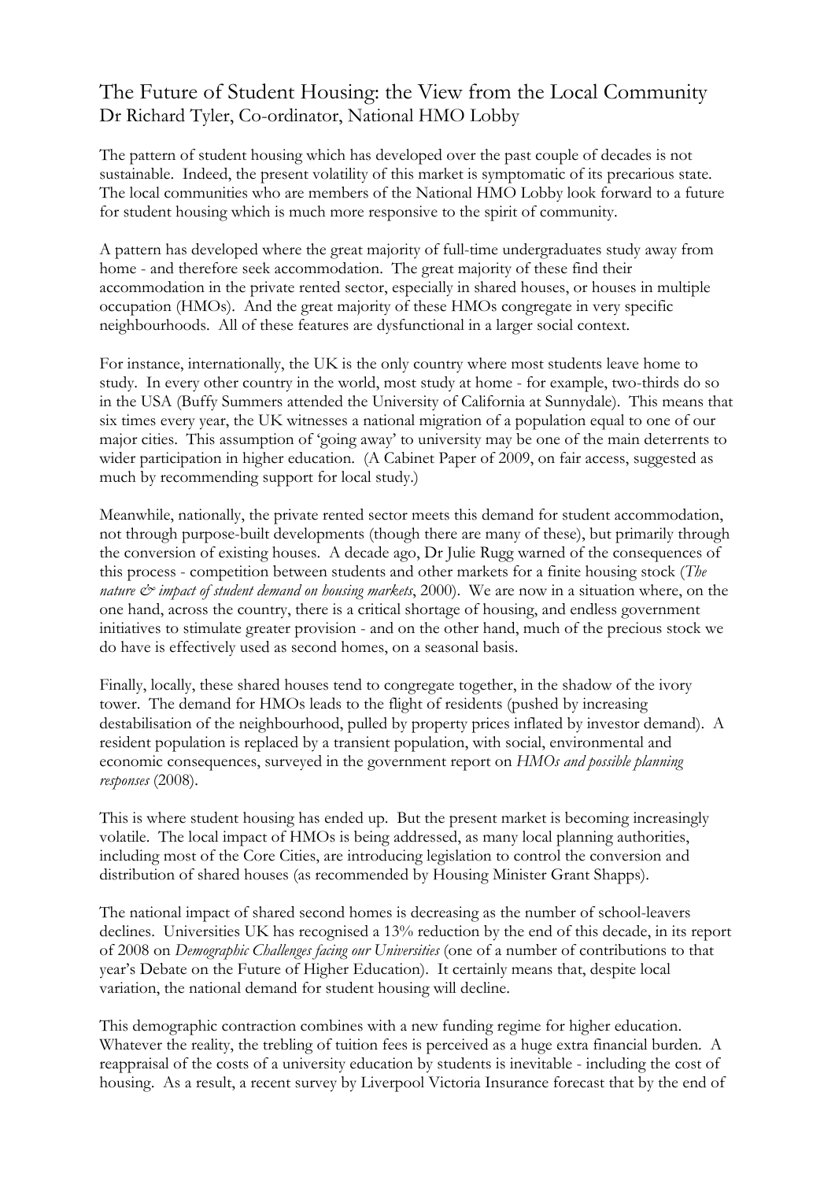# The Future of Student Housing: the View from the Local Community

Dr Richard Tyler, Co-ordinator, National HMO Lobby

The pattern of student housing which has developed over the past couple of decades is not sustainable. Indeed, the present volatility of this market is symptomatic of its precarious state. The local communities who are members of the National HMO Lobby look forward to a future for student housing which is much more responsive to the spirit of community.

A pattern has developed where the great majority of full-time undergraduates study away from home - and therefore seek accommodation. The great majority of these find their accommodation in the private rented sector, especially in shared houses, or houses in multiple occupation (HMOs). And the great majority of these HMOs congregate in very specific neighbourhoods. All of these features are dysfunctional in a larger social context.

For instance, internationally, the UK is the only country where most students leave home to study. In every other country in the world, most study at home - for example, two-thirds do so in the USA (Buffy Summers attended the University of California at Sunnydale). This means that six times every year, the UK witnesses a national migration of a population equal to one of our major cities. This assumption of 'going away' to university may be one of the main deterrents to wider participation in higher education. (A Cabinet Paper of 2009, on fair access, suggested as much by recommending support for local study.)

Meanwhile, nationally, the private rented sector meets this demand for student accommodation, not through purpose-built developments (though there are many of these), but primarily through the conversion of existing houses. A decade ago, Dr Julie Rugg warned of the consequences of this process - competition between students and other markets for a finite housing stock (*The nature & impact of student demand on housing markets*, 2000). We are now in a situation where, on the one hand, across the country, there is a critical shortage of housing, and endless government initiatives to stimulate greater provision - and on the other hand, much of the precious stock we do have is effectively used as second homes, on a seasonal basis.

Finally, locally, these shared houses tend to congregate together, in the shadow of the ivory tower. The demand for HMOs leads to the flight of residents (pushed by increasing destabilisation of the neighbourhood, pulled by property prices inflated by investor demand). A resident population is replaced by a transient population, with social, environmental and economic consequences, surveyed in the government report on *HMOs and possible planning responses* (2008).

This is where student housing has ended up. But the present market is becoming increasingly volatile. The local impact of HMOs is being addressed, as many local planning authorities, including most of the Core Cities, are introducing legislation to control the conversion and distribution of shared houses (as recommended by Housing Minister Grant Shapps).

The national impact of shared second homes is decreasing as the number of school-leavers declines. Universities UK has recognised a 13% reduction by the end of this decade, in its report of 2008 on *Demographic Challenges facing our Universities* (one of a number of contributions to that year's Debate on the Future of Higher Education). It certainly means that, despite local variation, the national demand for student housing will decline.

This demographic contraction combines with a new funding regime for higher education. Whatever the reality, the trebling of tuition fees is perceived as a huge extra financial burden. A reappraisal of the costs of a university education by students is inevitable - including the cost of housing. As a result, a recent survey by Liverpool Victoria Insurance forecast that by the end of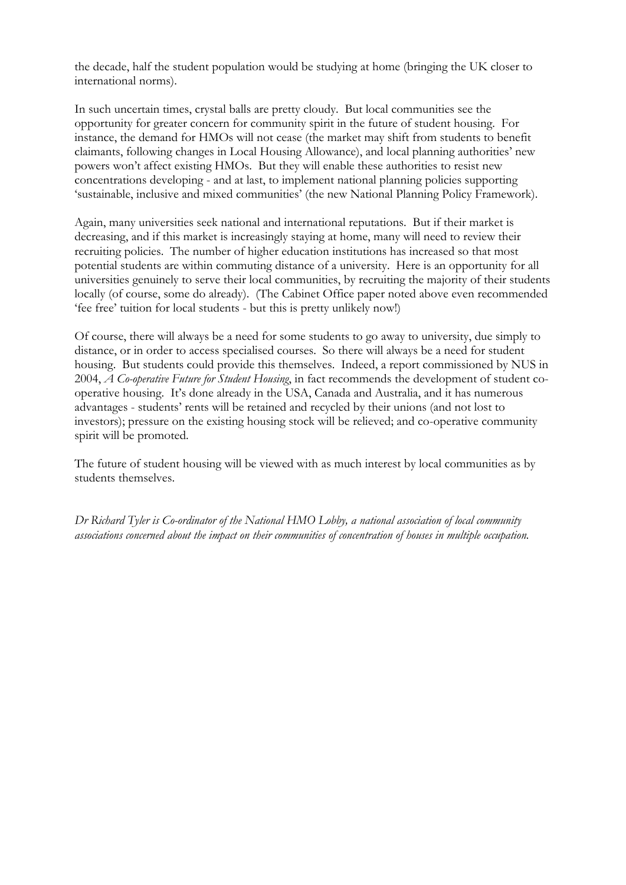the decade, half the student population would be studying at home (bringing the UK closer to international norms).

In such uncertain times, crystal balls are pretty cloudy. But local communities see the opportunity for greater concern for community spirit in the future of student housing. For instance, the demand for HMOs will not cease (the market may shift from students to benefit claimants, following changes in Local Housing Allowance), and local planning authorities' new powers won't affect existing HMOs. But they will enable these authorities to resist new concentrations developing - and at last, to implement national planning policies supporting 'sustainable, inclusive and mixed communities' (the new National Planning Policy Framework).

Again, many universities seek national and international reputations. But if their market is decreasing, and if this market is increasingly staying at home, many will need to review their recruiting policies. The number of higher education institutions has increased so that most potential students are within commuting distance of a university. Here is an opportunity for all universities genuinely to serve their local communities, by recruiting the majority of their students locally (of course, some do already). (The Cabinet Office paper noted above even recommended 'fee free' tuition for local students - but this is pretty unlikely now!)

Of course, there will always be a need for some students to go away to university, due simply to distance, or in order to access specialised courses. So there will always be a need for student housing. But students could provide this themselves. Indeed, a report commissioned by NUS in 2004, *A Co-operative Future for Student Housing*, in fact recommends the development of student co-operative housing. It's done already in the USA, Canada and Australia, and it has numerous advantages - students' rents will be retained and recycled by their unions (and not lost to investors); pressure on the existing housing stock will be relieved; and co-operative community spirit will be promoted.

The future of student housing will be viewed with as much interest by local communities as by students themselves.

*Dr Richard Tyler is Co-ordinator of the National HMO Lobby, a national association of local community associations concerned about the impact on their communities of concentration of houses in multiple occupation.*